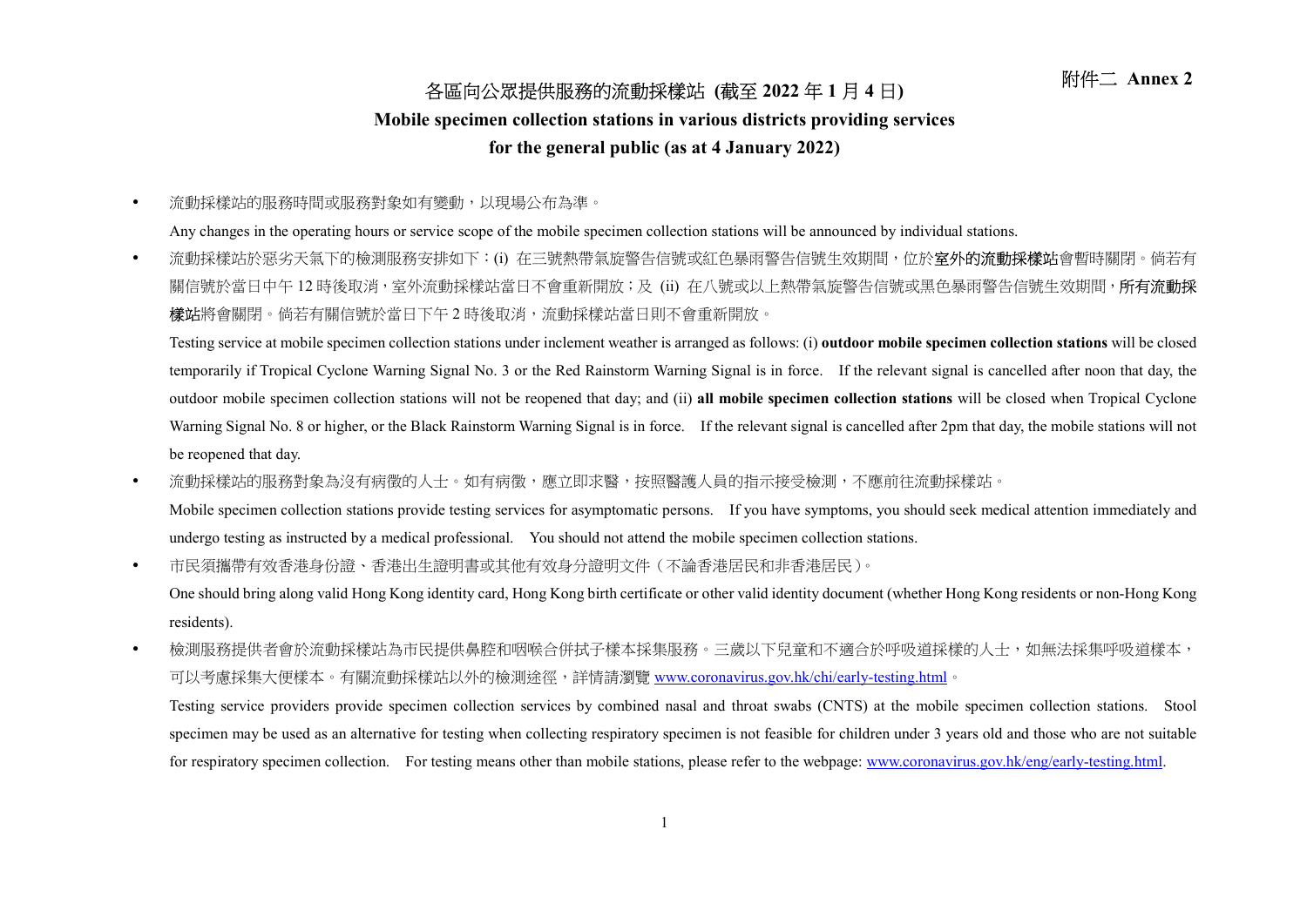附件二 **Annex 2**

# 各區向公眾提供服務的流動採樣站 (截至 2022 年 1 月 4 日)

# Mobile specimen collection stations in various districts providing services for the general public (as at 4 January 2022)

- 流動採樣站的服務時間或服務對象如有變動，以現場公布為準。

  Any changes in the operating hours or service scope of the mobile specimen collection stations will be announced by individual stations.

- 流動採樣站於惡劣天氣下的檢測服務安排如下：(i) 在三號熱帶氣旋警告信號或紅色暴雨警告信號生效期間，位於**室外的流動採樣站**會暫時關閉。倘若有關信號於當日中午 12 時後取消，室外流動採樣站當日不會重新開放；及 (ii) 在八號或以上熱帶氣旋警告信號或黑色暴雨警告信號生效期間，**所有流動採樣站**將會關閉。倘若有關信號於當日下午 2 時後取消，流動採樣站當日則不會重新開放。

  Testing service at mobile specimen collection stations under inclement weather is arranged as follows: (i) **outdoor mobile specimen collection stations** will be closed temporarily if Tropical Cyclone Warning Signal No. 3 or the Red Rainstorm Warning Signal is in force. If the relevant signal is cancelled after noon that day, the outdoor mobile specimen collection stations will not be reopened that day; and (ii) **all mobile specimen collection stations** will be closed when Tropical Cyclone Warning Signal No. 8 or higher, or the Black Rainstorm Warning Signal is in force. If the relevant signal is cancelled after 2pm that day, the mobile stations will not be reopened that day.

- 流動採樣站的服務對象為沒有病徵的人士。如有病徵，應立即求醫，按照醫護人員的指示接受檢測，不應前往流動採樣站。

  Mobile specimen collection stations provide testing services for asymptomatic persons. If you have symptoms, you should seek medical attention immediately and undergo testing as instructed by a medical professional. You should not attend the mobile specimen collection stations.

- 市民須攜帶有效香港身份證、香港出生證明書或其他有效身分證明文件（不論香港居民和非香港居民）。

  One should bring along valid Hong Kong identity card, Hong Kong birth certificate or other valid identity document (whether Hong Kong residents or non-Hong Kong residents).

- 檢測服務提供者會於流動採樣站為市民提供鼻腔和咽喉合併拭子樣本採集服務。三歲以下兒童和不適合於呼吸道採樣的人士，如無法採集呼吸道樣本，可以考慮採集大便樣本。有關流動採樣站以外的檢測途徑，詳情請瀏覽 www.coronavirus.gov.hk/chi/early-testing.html。

  Testing service providers provide specimen collection services by combined nasal and throat swabs (CNTS) at the mobile specimen collection stations. Stool specimen may be used as an alternative for testing when collecting respiratory specimen is not feasible for children under 3 years old and those who are not suitable for respiratory specimen collection. For testing means other than mobile stations, please refer to the webpage: www.coronavirus.gov.hk/eng/early-testing.html.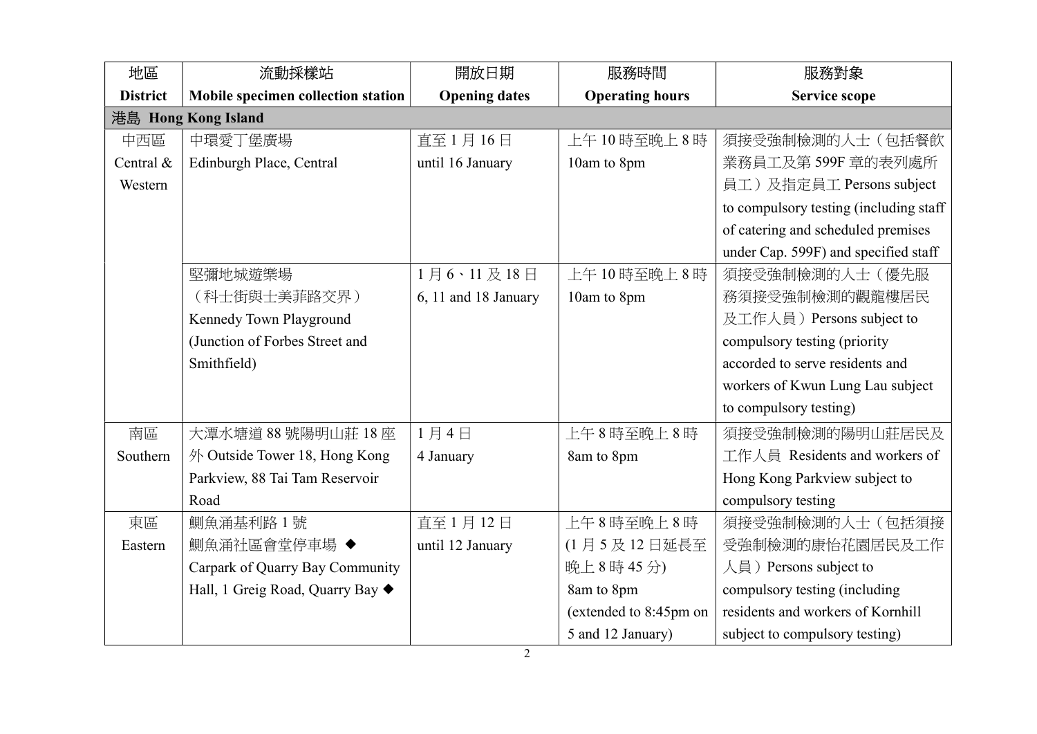| 地區<br>District | 流動採樣站<br>Mobile specimen collection station | 開放日期<br>Opening dates | 服務時間<br>Operating hours | 服務對象<br>Service scope |
|---|---|---|---|---|
| 港島 **Hong Kong Island** | | | | |
| 中西區<br>Central & Western | 中環愛丁堡廣場<br>Edinburgh Place, Central | 直至 1 月 16 日<br>until 16 January | 上午 10 時至晚上 8 時<br>10am to 8pm | 須接受強制檢測的人士（包括餐飲業務員工及第 599F 章的表列處所員工）及指定員工 Persons subject to compulsory testing (including staff of catering and scheduled premises under Cap. 599F) and specified staff |
| | 堅彌地城遊樂場<br>（科士街與士美菲路交界）<br>Kennedy Town Playground<br>(Junction of Forbes Street and Smithfield) | 1 月 6、11 及 18 日<br>6, 11 and 18 January | 上午 10 時至晚上 8 時<br>10am to 8pm | 須接受強制檢測的人士（優先服務須接受強制檢測的觀龍樓居民及工作人員）Persons subject to compulsory testing (priority accorded to serve residents and workers of Kwun Lung Lau subject to compulsory testing) |
| 南區<br>Southern | 大潭水塘道 88 號陽明山莊 18 座外 Outside Tower 18, Hong Kong Parkview, 88 Tai Tam Reservoir Road | 1 月 4 日<br>4 January | 上午 8 時至晚上 8 時<br>8am to 8pm | 須接受強制檢測的陽明山莊居民及工作人員 Residents and workers of Hong Kong Parkview subject to compulsory testing |
| 東區<br>Eastern | 鰂魚涌基利路 1 號<br>鰂魚涌社區會堂停車場 ◆<br>Carpark of Quarry Bay Community Hall, 1 Greig Road, Quarry Bay ◆ | 直至 1 月 12 日<br>until 12 January | 上午 8 時至晚上 8 時<br>(1 月 5 及 12 日延長至晚上 8 時 45 分)<br>8am to 8pm<br>(extended to 8:45pm on 5 and 12 January) | 須接受強制檢測的人士（包括須接受強制檢測的康怡花園居民及工作人員）Persons subject to compulsory testing (including residents and workers of Kornhill subject to compulsory testing) |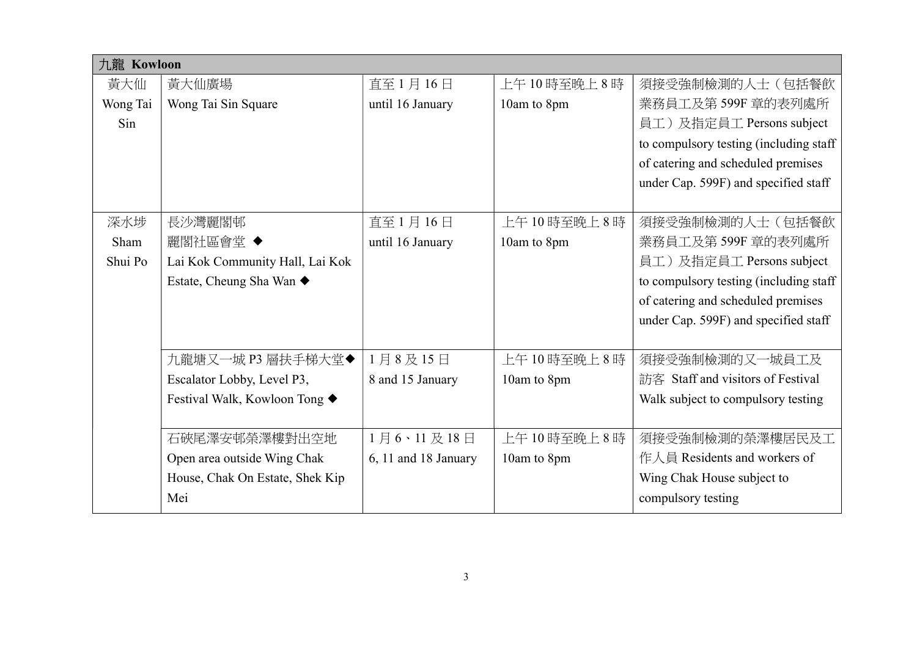| | | | | |
|---|---|---|---|---|
| **九龍 Kowloon** | | | | |
| 黃大仙 Wong Tai Sin | 黃大仙廣場 Wong Tai Sin Square | 直至 1 月 16 日 until 16 January | 上午 10 時至晚上 8 時 10am to 8pm | 須接受強制檢測的人士（包括餐飲業務員工及第 599F 章的表列處所員工）及指定員工 Persons subject to compulsory testing (including staff of catering and scheduled premises under Cap. 599F) and specified staff |
| 深水埗 Sham Shui Po | 長沙灣麗閣邨 麗閣社區會堂 ◆ Lai Kok Community Hall, Lai Kok Estate, Cheung Sha Wan ◆ | 直至 1 月 16 日 until 16 January | 上午 10 時至晚上 8 時 10am to 8pm | 須接受強制檢測的人士（包括餐飲業務員工及第 599F 章的表列處所員工）及指定員工 Persons subject to compulsory testing (including staff of catering and scheduled premises under Cap. 599F) and specified staff |
| | 九龍塘又一城 P3 層扶手梯大堂◆ Escalator Lobby, Level P3, Festival Walk, Kowloon Tong ◆ | 1 月 8 及 15 日 8 and 15 January | 上午 10 時至晚上 8 時 10am to 8pm | 須接受強制檢測的又一城員工及訪客 Staff and visitors of Festival Walk subject to compulsory testing |
| | 石硤尾澤安邨榮澤樓對出空地 Open area outside Wing Chak House, Chak On Estate, Shek Kip Mei | 1 月 6、11 及 18 日 6, 11 and 18 January | 上午 10 時至晚上 8 時 10am to 8pm | 須接受強制檢測的榮澤樓居民及工作人員 Residents and workers of Wing Chak House subject to compulsory testing |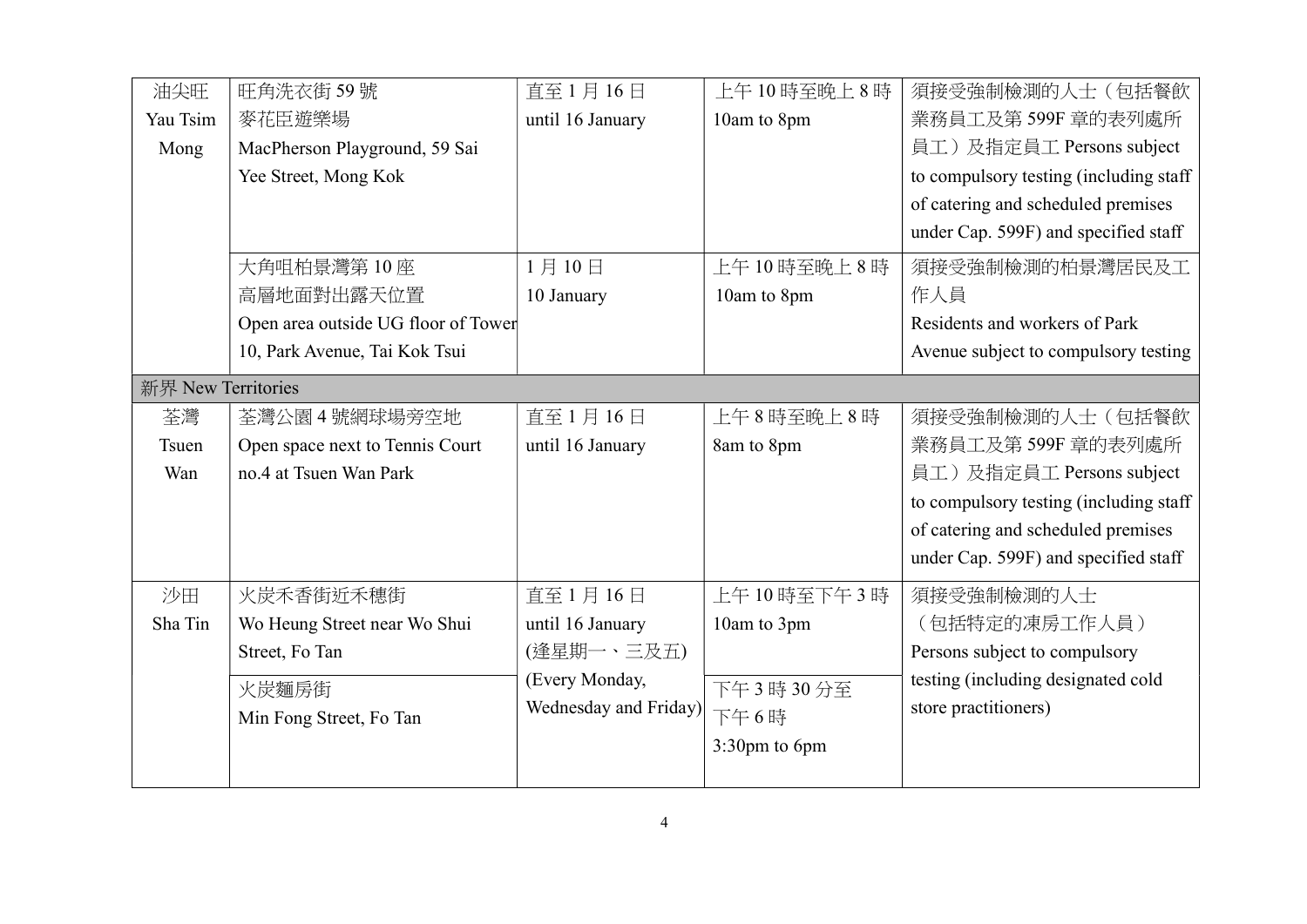| | | | | |
|---|---|---|---|---|
| 油尖旺 Yau Tsim Mong | 旺角洗衣街 59 號 麥花臣遊樂場 MacPherson Playground, 59 Sai Yee Street, Mong Kok | 直至 1 月 16 日 until 16 January | 上午 10 時至晚上 8 時 10am to 8pm | 須接受強制檢測的人士（包括餐飲業務員工及第 599F 章的表列處所員工）及指定員工 Persons subject to compulsory testing (including staff of catering and scheduled premises under Cap. 599F) and specified staff |
| | 大角咀柏景灣第 10 座 高層地面對出露天位置 Open area outside UG floor of Tower 10, Park Avenue, Tai Kok Tsui | 1 月 10 日 10 January | 上午 10 時至晚上 8 時 10am to 8pm | 須接受強制檢測的柏景灣居民及工作人員 Residents and workers of Park Avenue subject to compulsory testing |
| 新界 New Territories | | | | |
| 荃灣 Tsuen Wan | 荃灣公園 4 號網球場旁空地 Open space next to Tennis Court no.4 at Tsuen Wan Park | 直至 1 月 16 日 until 16 January | 上午 8 時至晚上 8 時 8am to 8pm | 須接受強制檢測的人士（包括餐飲業務員工及第 599F 章的表列處所員工）及指定員工 Persons subject to compulsory testing (including staff of catering and scheduled premises under Cap. 599F) and specified staff |
| 沙田 Sha Tin | 火炭禾香街近禾穗街 Wo Heung Street near Wo Shui Street, Fo Tan | 直至 1 月 16 日 until 16 January (逢星期一、三及五) (Every Monday, Wednesday and Friday) | 上午 10 時至下午 3 時 10am to 3pm | 須接受強制檢測的人士（包括特定的凍房工作人員） Persons subject to compulsory testing (including designated cold store practitioners) |
| | 火炭麵房街 Min Fong Street, Fo Tan | | 下午 3 時 30 分至下午 6 時 3:30pm to 6pm | |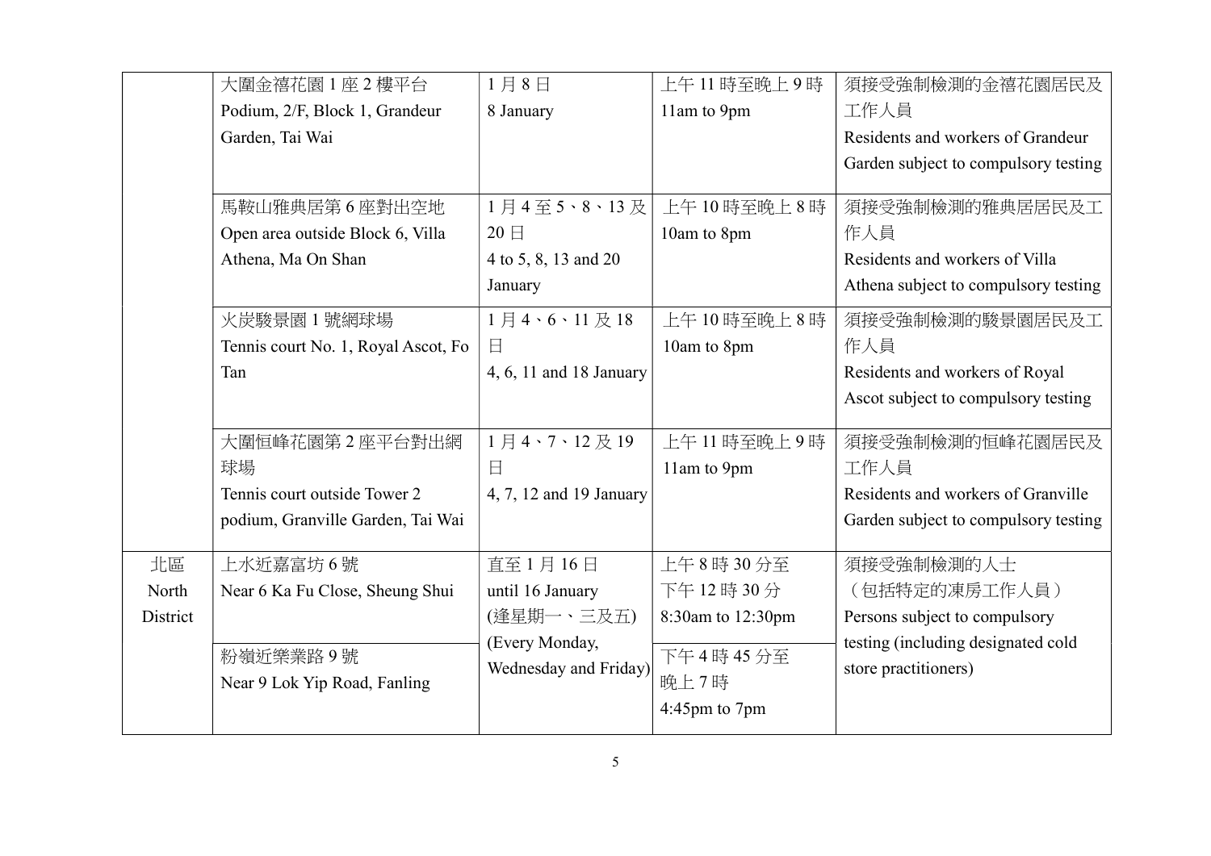| | | | | |
|---|---|---|---|---|
| | 大圍金禧花園 1 座 2 樓平台<br>Podium, 2/F, Block 1, Grandeur Garden, Tai Wai | 1 月 8 日<br>8 January | 上午 11 時至晚上 9 時<br>11am to 9pm | 須接受強制檢測的金禧花園居民及工作人員<br>Residents and workers of Grandeur Garden subject to compulsory testing |
| | 馬鞍山雅典居第 6 座對出空地<br>Open area outside Block 6, Villa Athena, Ma On Shan | 1 月 4 至 5、8、13 及 20 日<br>4 to 5, 8, 13 and 20 January | 上午 10 時至晚上 8 時<br>10am to 8pm | 須接受強制檢測的雅典居居民及工作人員<br>Residents and workers of Villa Athena subject to compulsory testing |
| | 火炭駿景園 1 號網球場<br>Tennis court No. 1, Royal Ascot, Fo Tan | 1 月 4、6、11 及 18 日<br>4, 6, 11 and 18 January | 上午 10 時至晚上 8 時<br>10am to 8pm | 須接受強制檢測的駿景園居民及工作人員<br>Residents and workers of Royal Ascot subject to compulsory testing |
| | 大圍恒峰花園第 2 座平台對出網球場<br>Tennis court outside Tower 2 podium, Granville Garden, Tai Wai | 1 月 4、7、12 及 19 日<br>4, 7, 12 and 19 January | 上午 11 時至晚上 9 時<br>11am to 9pm | 須接受強制檢測的恒峰花園居民及工作人員<br>Residents and workers of Granville Garden subject to compulsory testing |
| 北區<br>North District | 上水近嘉富坊 6 號<br>Near 6 Ka Fu Close, Sheung Shui | 直至 1 月 16 日<br>until 16 January<br>(逢星期一、三及五)<br>(Every Monday, Wednesday and Friday) | 上午 8 時 30 分至下午 12 時 30 分<br>8:30am to 12:30pm | 須接受強制檢測的人士（包括特定的凍房工作人員）<br>Persons subject to compulsory testing (including designated cold store practitioners) |
| | 粉嶺近樂業路 9 號<br>Near 9 Lok Yip Road, Fanling | | 下午 4 時 45 分至晚上 7 時<br>4:45pm to 7pm | |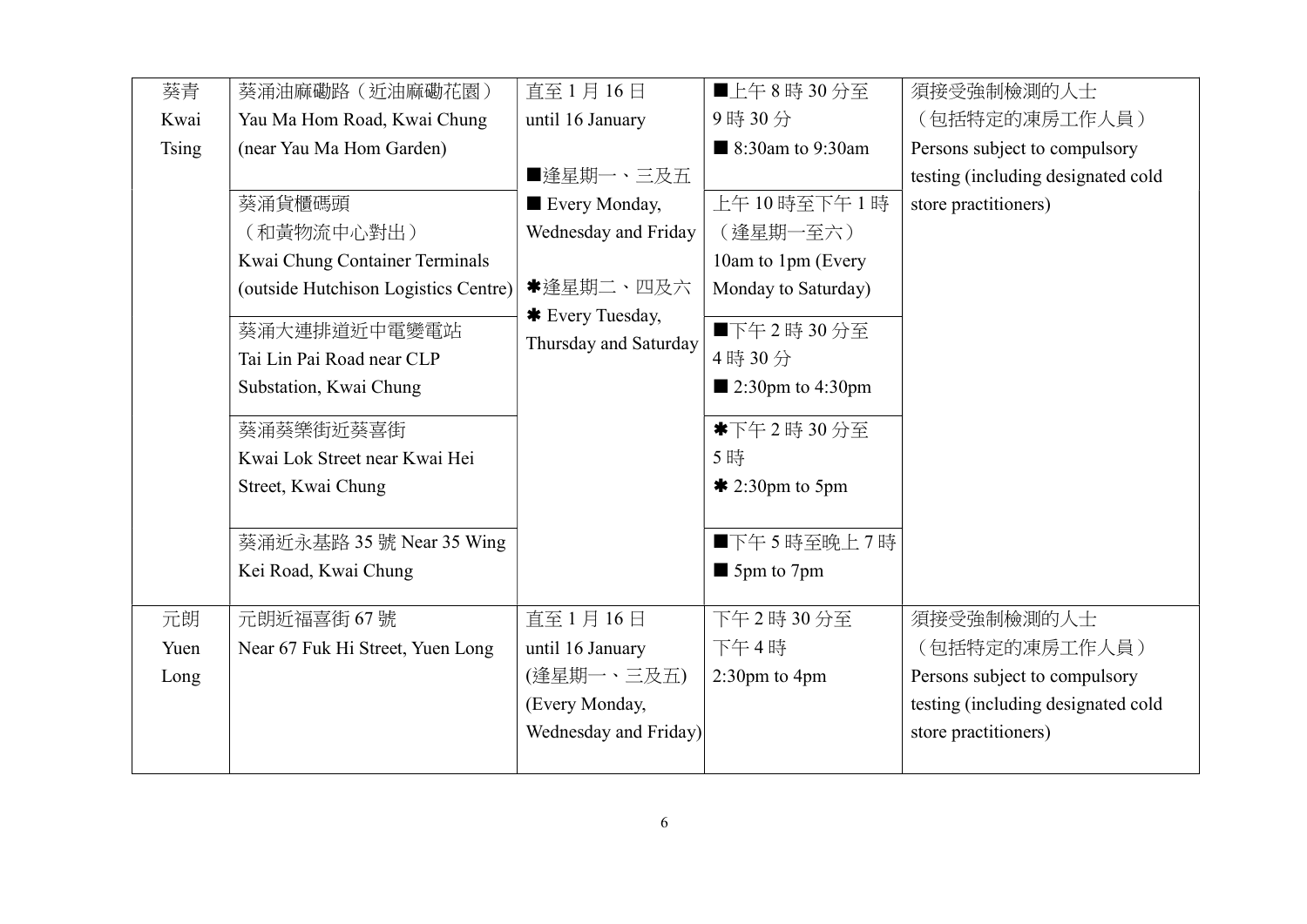| | | | | |
|---|---|---|---|---|
| 葵青<br>Kwai<br>Tsing | 葵涌油麻磡路（近油麻磡花園）<br>Yau Ma Hom Road, Kwai Chung (near Yau Ma Hom Garden) | 直至 1 月 16 日<br>until 16 January<br><br>■逢星期一、三及五<br>■ Every Monday, Wednesday and Friday<br><br>✱逢星期二、四及六<br>✱ Every Tuesday, Thursday and Saturday | ■上午 8 時 30 分至 9 時 30 分<br>■ 8:30am to 9:30am | 須接受強制檢測的人士（包括特定的凍房工作人員）<br>Persons subject to compulsory testing (including designated cold store practitioners) |
| | 葵涌貨櫃碼頭（和黃物流中心對出）<br>Kwai Chung Container Terminals (outside Hutchison Logistics Centre) | | 上午 10 時至下午 1 時（逢星期一至六）<br>10am to 1pm (Every Monday to Saturday) | |
| | 葵涌大連排道近中電變電站<br>Tai Lin Pai Road near CLP Substation, Kwai Chung | | ■下午 2 時 30 分至 4 時 30 分<br>■ 2:30pm to 4:30pm | |
| | 葵涌葵樂街近葵喜街<br>Kwai Lok Street near Kwai Hei Street, Kwai Chung | | ✱下午 2 時 30 分至 5 時<br>✱ 2:30pm to 5pm | |
| | 葵涌近永基路 35 號 Near 35 Wing Kei Road, Kwai Chung | | ■下午 5 時至晚上 7 時<br>■ 5pm to 7pm | |
| 元朗<br>Yuen<br>Long | 元朗近福喜街 67 號<br>Near 67 Fuk Hi Street, Yuen Long | 直至 1 月 16 日<br>until 16 January<br>(逢星期一、三及五)<br>(Every Monday, Wednesday and Friday) | 下午 2 時 30 分至下午 4 時<br>2:30pm to 4pm | 須接受強制檢測的人士（包括特定的凍房工作人員）<br>Persons subject to compulsory testing (including designated cold store practitioners) |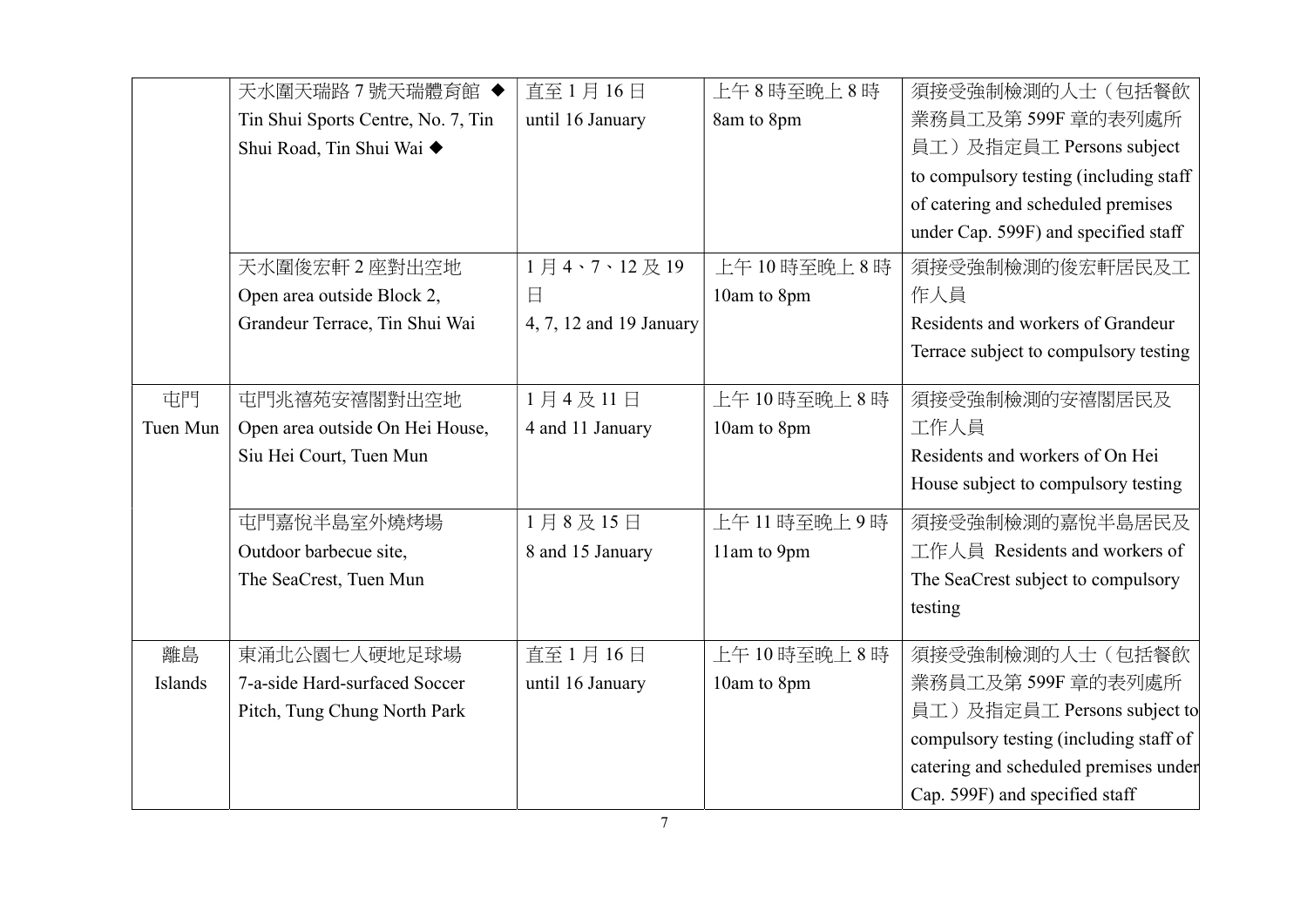| | | | | |
|---|---|---|---|---|
| | 天水圍天瑞路 7 號天瑞體育館 ◆ Tin Shui Sports Centre, No. 7, Tin Shui Road, Tin Shui Wai ◆ | 直至 1 月 16 日 until 16 January | 上午 8 時至晚上 8 時 8am to 8pm | 須接受強制檢測的人士（包括餐飲業務員工及第 599F 章的表列處所員工）及指定員工 Persons subject to compulsory testing (including staff of catering and scheduled premises under Cap. 599F) and specified staff |
| | 天水圍俊宏軒 2 座對出空地 Open area outside Block 2, Grandeur Terrace, Tin Shui Wai | 1 月 4、7、12 及 19 日 4, 7, 12 and 19 January | 上午 10 時至晚上 8 時 10am to 8pm | 須接受強制檢測的俊宏軒居民及工作人員 Residents and workers of Grandeur Terrace subject to compulsory testing |
| 屯門 Tuen Mun | 屯門兆禧苑安禧閣對出空地 Open area outside On Hei House, Siu Hei Court, Tuen Mun | 1 月 4 及 11 日 4 and 11 January | 上午 10 時至晚上 8 時 10am to 8pm | 須接受強制檢測的安禧閣居民及工作人員 Residents and workers of On Hei House subject to compulsory testing |
| | 屯門嘉悅半島室外燒烤場 Outdoor barbecue site, The SeaCrest, Tuen Mun | 1 月 8 及 15 日 8 and 15 January | 上午 11 時至晚上 9 時 11am to 9pm | 須接受強制檢測的嘉悅半島居民及工作人員 Residents and workers of The SeaCrest subject to compulsory testing |
| 離島 Islands | 東涌北公園七人硬地足球場 7-a-side Hard-surfaced Soccer Pitch, Tung Chung North Park | 直至 1 月 16 日 until 16 January | 上午 10 時至晚上 8 時 10am to 8pm | 須接受強制檢測的人士（包括餐飲業務員工及第 599F 章的表列處所員工）及指定員工 Persons subject to compulsory testing (including staff of catering and scheduled premises under Cap. 599F) and specified staff |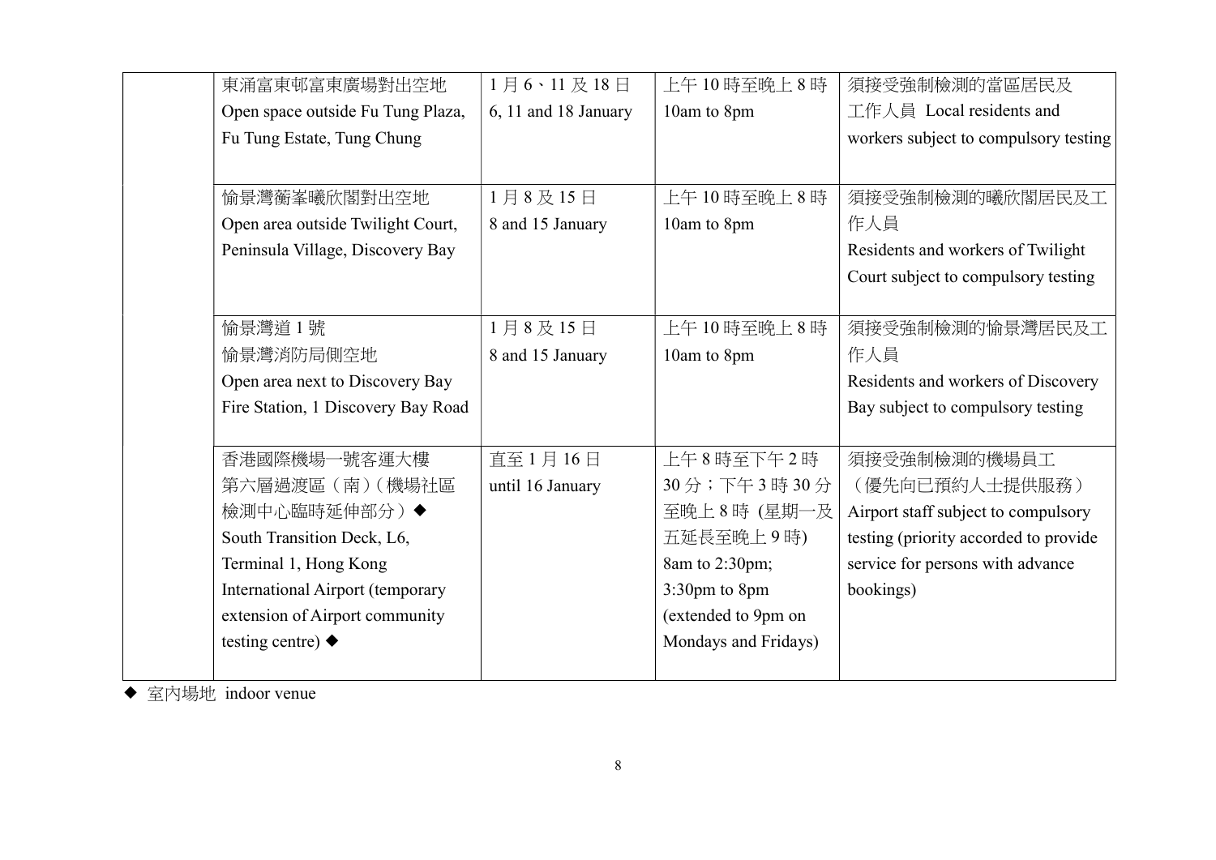| | | | | |
|---|---|---|---|---|
| | 東涌富東邨富東廣場對出空地 Open space outside Fu Tung Plaza, Fu Tung Estate, Tung Chung | 1 月 6、11 及 18 日 6, 11 and 18 January | 上午 10 時至晚上 8 時 10am to 8pm | 須接受強制檢測的當區居民及工作人員 Local residents and workers subject to compulsory testing |
| | 愉景灣蘅峯曦欣閣對出空地 Open area outside Twilight Court, Peninsula Village, Discovery Bay | 1 月 8 及 15 日 8 and 15 January | 上午 10 時至晚上 8 時 10am to 8pm | 須接受強制檢測的曦欣閣居民及工作人員 Residents and workers of Twilight Court subject to compulsory testing |
| | 愉景灣道 1 號 愉景灣消防局側空地 Open area next to Discovery Bay Fire Station, 1 Discovery Bay Road | 1 月 8 及 15 日 8 and 15 January | 上午 10 時至晚上 8 時 10am to 8pm | 須接受強制檢測的愉景灣居民及工作人員 Residents and workers of Discovery Bay subject to compulsory testing |
| | 香港國際機場一號客運大樓第六層過渡區（南）（機場社區檢測中心臨時延伸部分）◆ South Transition Deck, L6, Terminal 1, Hong Kong International Airport (temporary extension of Airport community testing centre) ◆ | 直至 1 月 16 日 until 16 January | 上午 8 時至下午 2 時 30 分；下午 3 時 30 分至晚上 8 時 (星期一及五延長至晚上 9 時) 8am to 2:30pm; 3:30pm to 8pm (extended to 9pm on Mondays and Fridays) | 須接受強制檢測的機場員工（優先向已預約人士提供服務） Airport staff subject to compulsory testing (priority accorded to provide service for persons with advance bookings) |

◆ 室內場地 indoor venue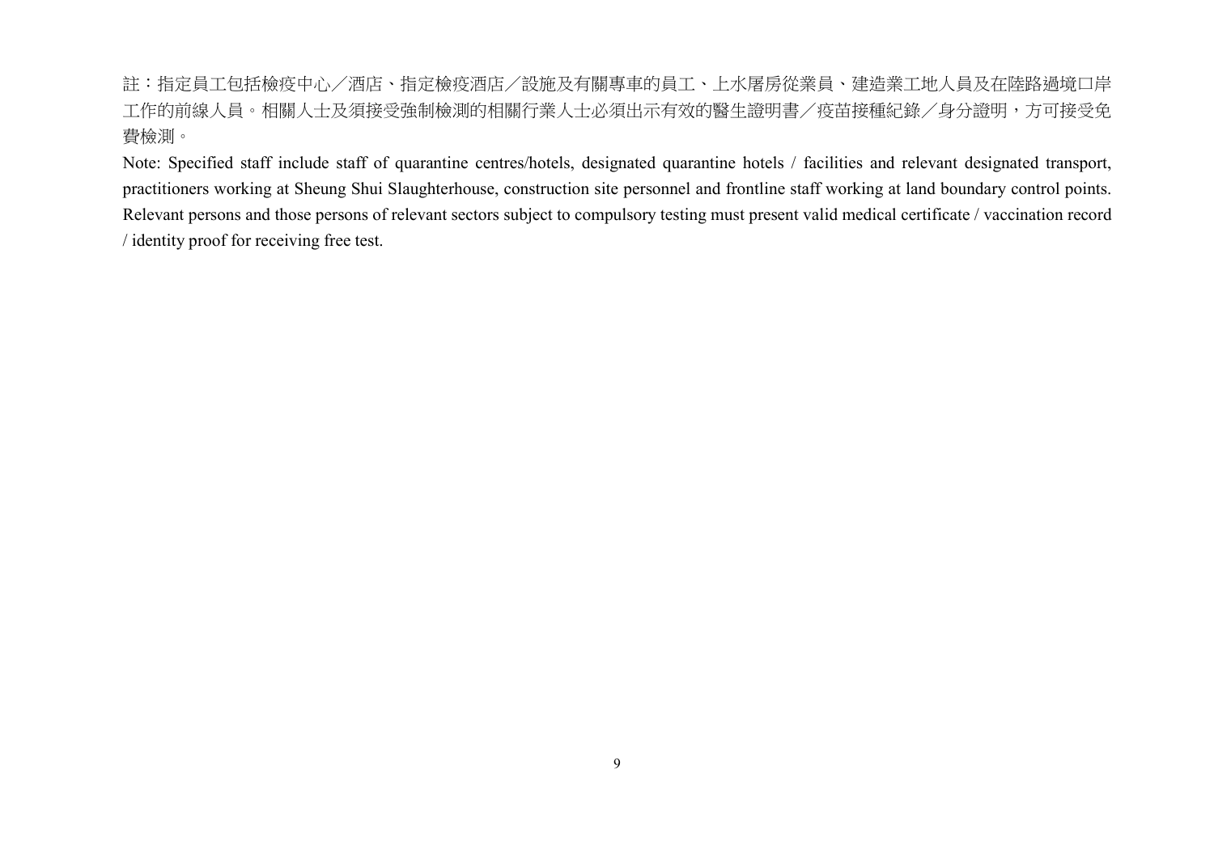註：指定員工包括檢疫中心／酒店、指定檢疫酒店／設施及有關專車的員工、上水屠房從業員、建造業工地人員及在陸路過境口岸工作的前線人員。相關人士及須接受強制檢測的相關行業人士必須出示有效的醫生證明書／疫苗接種紀錄／身分證明，方可接受免費檢測。

Note: Specified staff include staff of quarantine centres/hotels, designated quarantine hotels / facilities and relevant designated transport, practitioners working at Sheung Shui Slaughterhouse, construction site personnel and frontline staff working at land boundary control points. Relevant persons and those persons of relevant sectors subject to compulsory testing must present valid medical certificate / vaccination record / identity proof for receiving free test.